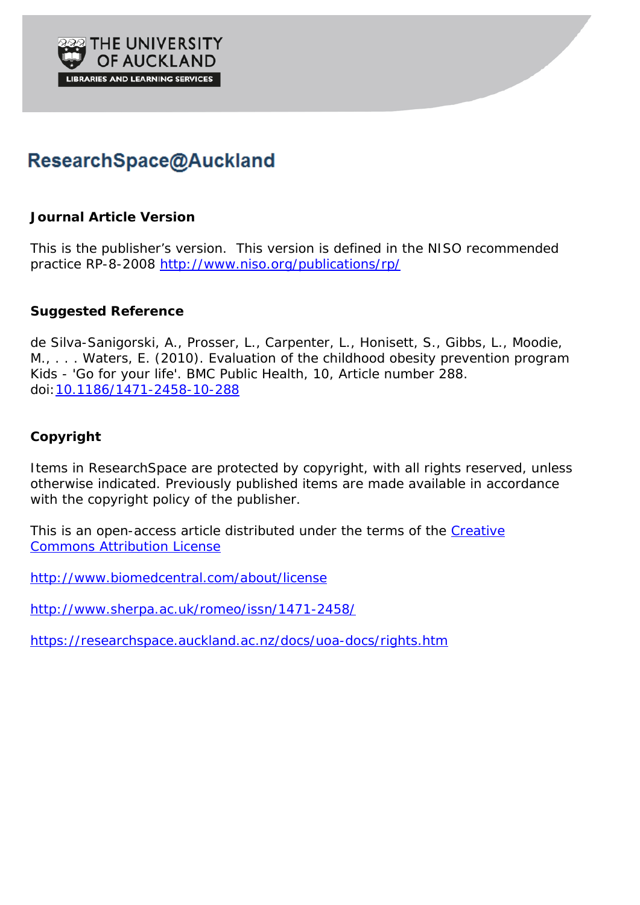THE UNIVERSITY OF AUCKLAND

LIBRARIES AND LEARNING SERVICES

# ResearchSpace@Auckland

## Journal Article Version

This is the publisher's version. This version is defined in the NISO recommended practice RP-8-2008 http://www.niso.org/publications/rp/

## Suggested Reference

de Silva-Sanigorski, A., Prosser, L., Carpenter, L., Honisett, S., Gibbs, L., Moodie, M., . . . Waters, E. (2010). Evaluation of the childhood obesity prevention program Kids - 'Go for your life'. BMC Public Health, 10, Article number 288. doi:10.1186/1471-2458-10-288

## Copyright

Items in ResearchSpace are protected by copyright, with all rights reserved, unless otherwise indicated. Previously published items are made available in accordance with the copyright policy of the publisher.

This is an open-access article distributed under the terms of the Creative Commons Attribution License

http://www.biomedcentral.com/about/license

http://www.sherpa.ac.uk/romeo/issn/1471-2458/

https://researchspace.auckland.ac.nz/docs/uoa-docs/rights.htm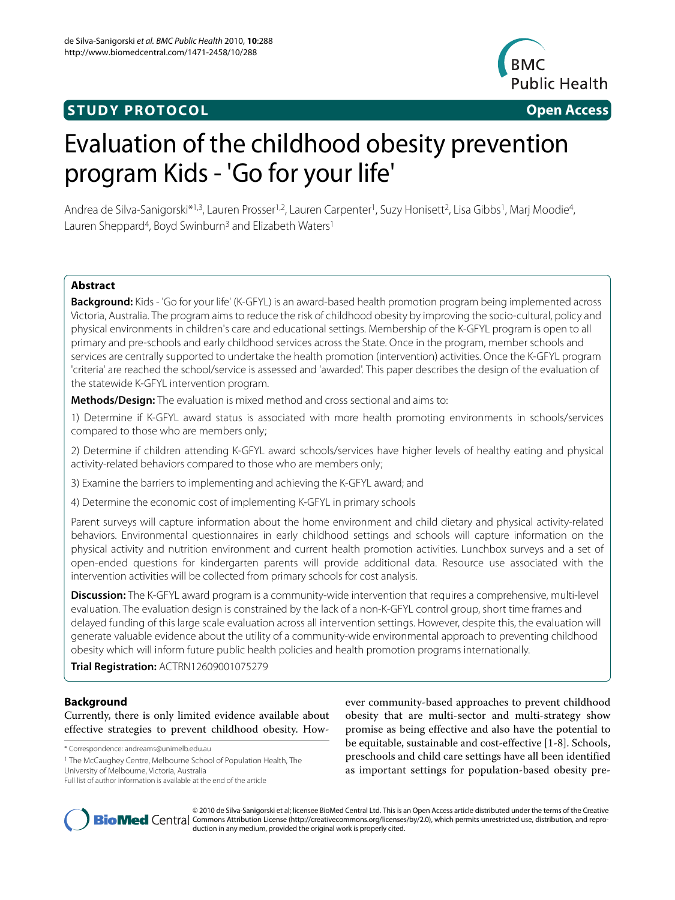# Evaluation of the childhood obesity prevention program Kids - 'Go for your life'

Andrea de Silva-Sanigorski*[1,3], Lauren Prosser[1,2], Lauren Carpenter[1], Suzy Honisett[2], Lisa Gibbs[1], Marj Moodie[4], Lauren Sheppard[4], Boyd Swinburn[3] and Elizabeth Waters[1]

## Abstract

**Background:** Kids - 'Go for your life' (K-GFYL) is an award-based health promotion program being implemented across Victoria, Australia. The program aims to reduce the risk of childhood obesity by improving the socio-cultural, policy and physical environments in children's care and educational settings. Membership of the K-GFYL program is open to all primary and pre-schools and early childhood services across the State. Once in the program, member schools and services are centrally supported to undertake the health promotion (intervention) activities. Once the K-GFYL program 'criteria' are reached the school/service is assessed and 'awarded'. This paper describes the design of the evaluation of the statewide K-GFYL intervention program.

**Methods/Design:** The evaluation is mixed method and cross sectional and aims to:

1) Determine if K-GFYL award status is associated with more health promoting environments in schools/services compared to those who are members only;

2) Determine if children attending K-GFYL award schools/services have higher levels of healthy eating and physical activity-related behaviors compared to those who are members only;

3) Examine the barriers to implementing and achieving the K-GFYL award; and

4) Determine the economic cost of implementing K-GFYL in primary schools

Parent surveys will capture information about the home environment and child dietary and physical activity-related behaviors. Environmental questionnaires in early childhood settings and schools will capture information on the physical activity and nutrition environment and current health promotion activities. Lunchbox surveys and a set of open-ended questions for kindergarten parents will provide additional data. Resource use associated with the intervention activities will be collected from primary schools for cost analysis.

**Discussion:** The K-GFYL award program is a community-wide intervention that requires a comprehensive, multi-level evaluation. The evaluation design is constrained by the lack of a non-K-GFYL control group, short time frames and delayed funding of this large scale evaluation across all intervention settings. However, despite this, the evaluation will generate valuable evidence about the utility of a community-wide environmental approach to preventing childhood obesity which will inform future public health policies and health promotion programs internationally.

**Trial Registration:** ACTRN12609001075279

## Background

Currently, there is only limited evidence available about effective strategies to prevent childhood obesity. However community-based approaches to prevent childhood obesity that are multi-sector and multi-strategy show promise as being effective and also have the potential to be equitable, sustainable and cost-effective [1-8]. Schools, preschools and child care settings have all been identified as important settings for population-based obesity pre-

\* Correspondence: andreams@unimelb.edu.au

[1] The McCaughey Centre, Melbourne School of Population Health, The University of Melbourne, Victoria, Australia

Full list of author information is available at the end of the article

© 2010 de Silva-Sanigorski et al; licensee BioMed Central Ltd. This is an Open Access article distributed under the terms of the Creative Commons Attribution License (http://creativecommons.org/licenses/by/2.0), which permits unrestricted use, distribution, and reproduction in any medium, provided the original work is properly cited.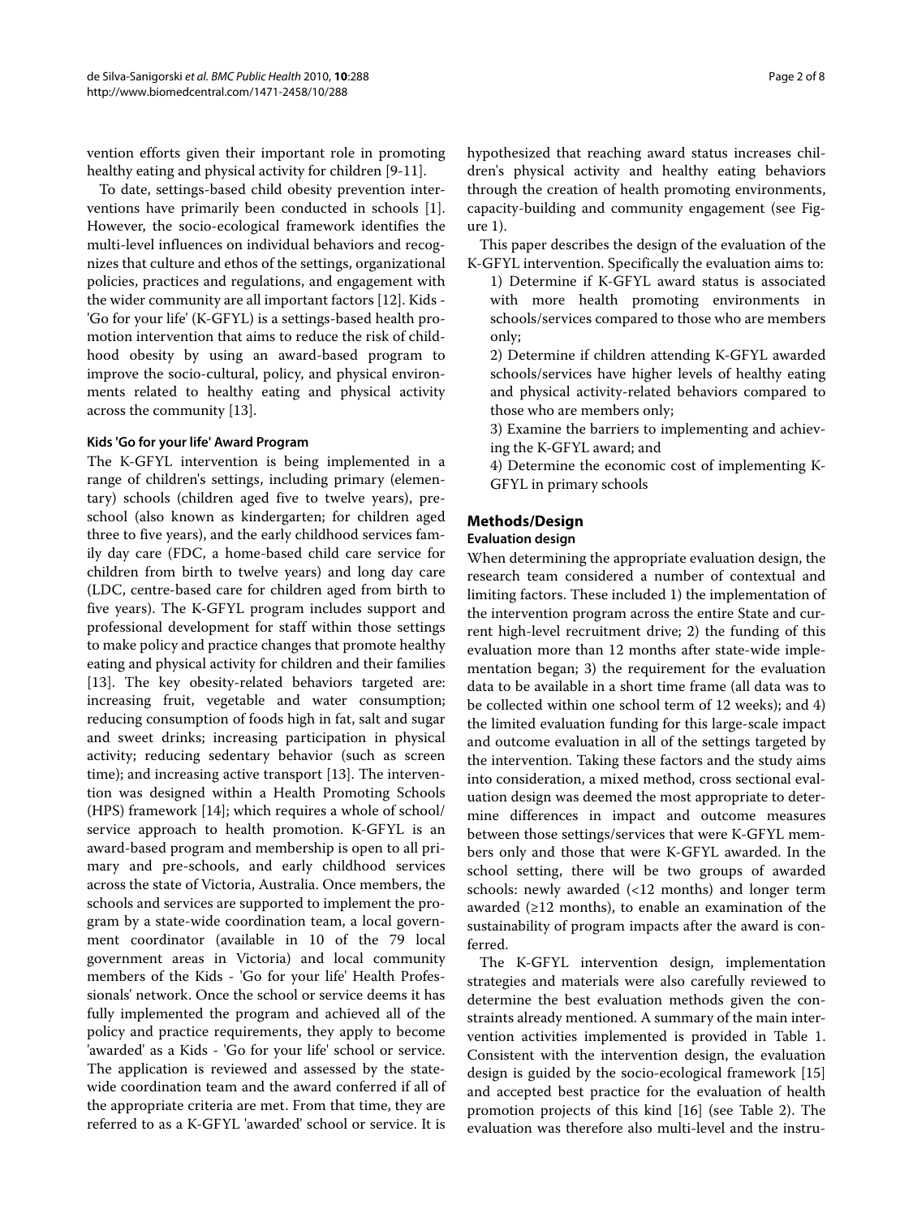vention efforts given their important role in promoting healthy eating and physical activity for children [9-11].

To date, settings-based child obesity prevention interventions have primarily been conducted in schools [1]. However, the socio-ecological framework identifies the multi-level influences on individual behaviors and recognizes that culture and ethos of the settings, organizational policies, practices and regulations, and engagement with the wider community are all important factors [12]. Kids - 'Go for your life' (K-GFYL) is a settings-based health promotion intervention that aims to reduce the risk of childhood obesity by using an award-based program to improve the socio-cultural, policy, and physical environments related to healthy eating and physical activity across the community [13].

### Kids 'Go for your life' Award Program

The K-GFYL intervention is being implemented in a range of children's settings, including primary (elementary) schools (children aged five to twelve years), preschool (also known as kindergarten; for children aged three to five years), and the early childhood services family day care (FDC, a home-based child care service for children from birth to twelve years) and long day care (LDC, centre-based care for children aged from birth to five years). The K-GFYL program includes support and professional development for staff within those settings to make policy and practice changes that promote healthy eating and physical activity for children and their families [13]. The key obesity-related behaviors targeted are: increasing fruit, vegetable and water consumption; reducing consumption of foods high in fat, salt and sugar and sweet drinks; increasing participation in physical activity; reducing sedentary behavior (such as screen time); and increasing active transport [13]. The intervention was designed within a Health Promoting Schools (HPS) framework [14]; which requires a whole of school/service approach to health promotion. K-GFYL is an award-based program and membership is open to all primary and pre-schools, and early childhood services across the state of Victoria, Australia. Once members, the schools and services are supported to implement the program by a state-wide coordination team, a local government coordinator (available in 10 of the 79 local government areas in Victoria) and local community members of the Kids - 'Go for your life' Health Professionals' network. Once the school or service deems it has fully implemented the program and achieved all of the policy and practice requirements, they apply to become 'awarded' as a Kids - 'Go for your life' school or service. The application is reviewed and assessed by the state-wide coordination team and the award conferred if all of the appropriate criteria are met. From that time, they are referred to as a K-GFYL 'awarded' school or service. It is hypothesized that reaching award status increases children's physical activity and healthy eating behaviors through the creation of health promoting environments, capacity-building and community engagement (see Figure 1).

This paper describes the design of the evaluation of the K-GFYL intervention. Specifically the evaluation aims to:

1) Determine if K-GFYL award status is associated with more health promoting environments in schools/services compared to those who are members only;

2) Determine if children attending K-GFYL awarded schools/services have higher levels of healthy eating and physical activity-related behaviors compared to those who are members only;

3) Examine the barriers to implementing and achieving the K-GFYL award; and

4) Determine the economic cost of implementing K-GFYL in primary schools

## Methods/Design

### Evaluation design

When determining the appropriate evaluation design, the research team considered a number of contextual and limiting factors. These included 1) the implementation of the intervention program across the entire State and current high-level recruitment drive; 2) the funding of this evaluation more than 12 months after state-wide implementation began; 3) the requirement for the evaluation data to be available in a short time frame (all data was to be collected within one school term of 12 weeks); and 4) the limited evaluation funding for this large-scale impact and outcome evaluation in all of the settings targeted by the intervention. Taking these factors and the study aims into consideration, a mixed method, cross sectional evaluation design was deemed the most appropriate to determine differences in impact and outcome measures between those settings/services that were K-GFYL members only and those that were K-GFYL awarded. In the school setting, there will be two groups of awarded schools: newly awarded (<12 months) and longer term awarded (≥12 months), to enable an examination of the sustainability of program impacts after the award is conferred.

The K-GFYL intervention design, implementation strategies and materials were also carefully reviewed to determine the best evaluation methods given the constraints already mentioned. A summary of the main intervention activities implemented is provided in Table 1. Consistent with the intervention design, the evaluation design is guided by the socio-ecological framework [15] and accepted best practice for the evaluation of health promotion projects of this kind [16] (see Table 2). The evaluation was therefore also multi-level and the instru-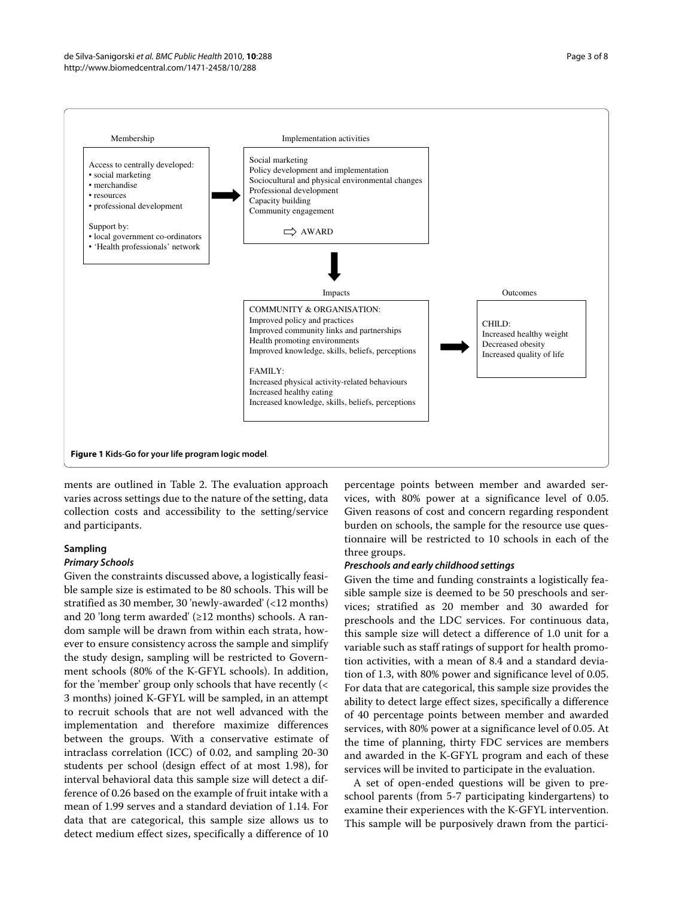Membership

Access to centrally developed:
- social marketing
- merchandise
- resources
- professional development

Support by:
- local government co-ordinators
- 'Health professionals' network

Implementation activities

Social marketing
Policy development and implementation
Sociocultural and physical environmental changes
Professional development
Capacity building
Community engagement

⇨ AWARD

Impacts

COMMUNITY & ORGANISATION:
Improved policy and practices
Improved community links and partnerships
Health promoting environments
Improved knowledge, skills, beliefs, perceptions

FAMILY:
Increased physical activity-related behaviours
Increased healthy eating
Increased knowledge, skills, beliefs, perceptions

Outcomes

CHILD:
Increased healthy weight
Decreased obesity
Increased quality of life

**Figure 1 Kids-Go for your life program logic model**.

ments are outlined in Table 2. The evaluation approach varies across settings due to the nature of the setting, data collection costs and accessibility to the setting/service and participants.

## Sampling

### *Primary Schools*

Given the constraints discussed above, a logistically feasible sample size is estimated to be 80 schools. This will be stratified as 30 member, 30 'newly-awarded' (<12 months) and 20 'long term awarded' (≥12 months) schools. A random sample will be drawn from within each strata, however to ensure consistency across the sample and simplify the study design, sampling will be restricted to Government schools (80% of the K-GFYL schools). In addition, for the 'member' group only schools that have recently (< 3 months) joined K-GFYL will be sampled, in an attempt to recruit schools that are not well advanced with the implementation and therefore maximize differences between the groups. With a conservative estimate of intraclass correlation (ICC) of 0.02, and sampling 20-30 students per school (design effect of at most 1.98), for interval behavioral data this sample size will detect a difference of 0.26 based on the example of fruit intake with a mean of 1.99 serves and a standard deviation of 1.14. For data that are categorical, this sample size allows us to detect medium effect sizes, specifically a difference of 10 percentage points between member and awarded services, with 80% power at a significance level of 0.05. Given reasons of cost and concern regarding respondent burden on schools, the sample for the resource use questionnaire will be restricted to 10 schools in each of the three groups.

### *Preschools and early childhood settings*

Given the time and funding constraints a logistically feasible sample size is deemed to be 50 preschools and services; stratified as 20 member and 30 awarded for preschools and the LDC services. For continuous data, this sample size will detect a difference of 1.0 unit for a variable such as staff ratings of support for health promotion activities, with a mean of 8.4 and a standard deviation of 1.3, with 80% power and significance level of 0.05. For data that are categorical, this sample size provides the ability to detect large effect sizes, specifically a difference of 40 percentage points between member and awarded services, with 80% power at a significance level of 0.05. At the time of planning, thirty FDC services are members and awarded in the K-GFYL program and each of these services will be invited to participate in the evaluation.

A set of open-ended questions will be given to preschool parents (from 5-7 participating kindergartens) to examine their experiences with the K-GFYL intervention. This sample will be purposively drawn from the partici-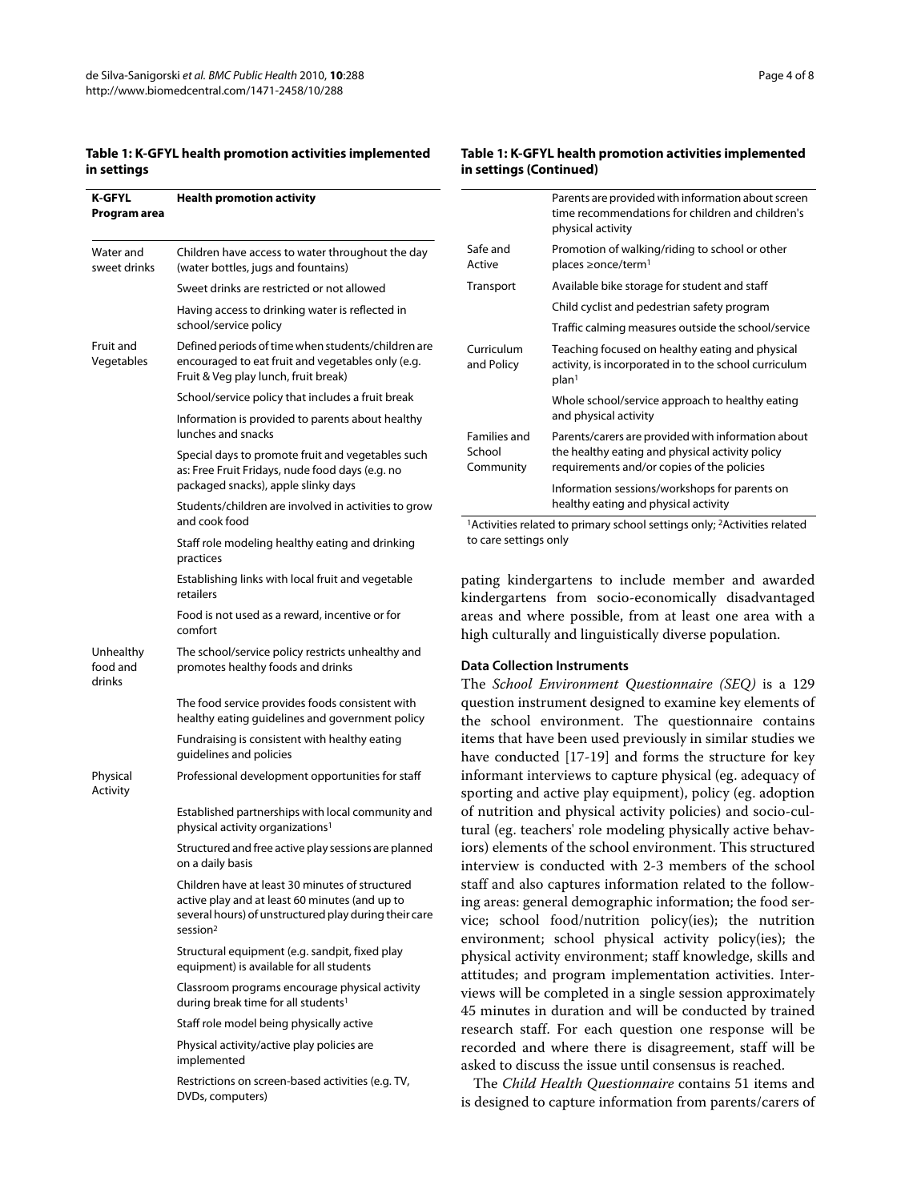**Table 1: K-GFYL health promotion activities implemented in settings**

| K-GFYL Program area | Health promotion activity |
|---|---|
| Water and sweet drinks | Children have access to water throughout the day (water bottles, jugs and fountains) |
| | Sweet drinks are restricted or not allowed |
| | Having access to drinking water is reflected in school/service policy |
| Fruit and Vegetables | Defined periods of time when students/children are encouraged to eat fruit and vegetables only (e.g. Fruit & Veg play lunch, fruit break) |
| | School/service policy that includes a fruit break |
| | Information is provided to parents about healthy lunches and snacks |
| | Special days to promote fruit and vegetables such as: Free Fruit Fridays, nude food days (e.g. no packaged snacks), apple slinky days |
| | Students/children are involved in activities to grow and cook food |
| | Staff role modeling healthy eating and drinking practices |
| | Establishing links with local fruit and vegetable retailers |
| | Food is not used as a reward, incentive or for comfort |
| Unhealthy food and drinks | The school/service policy restricts unhealthy and promotes healthy foods and drinks |
| | The food service provides foods consistent with healthy eating guidelines and government policy |
| | Fundraising is consistent with healthy eating guidelines and policies |
| Physical Activity | Professional development opportunities for staff |
| | Established partnerships with local community and physical activity organizations[1] |
| | Structured and free active play sessions are planned on a daily basis |
| | Children have at least 30 minutes of structured active play and at least 60 minutes (and up to several hours) of unstructured play during their care session[2] |
| | Structural equipment (e.g. sandpit, fixed play equipment) is available for all students |
| | Classroom programs encourage physical activity during break time for all students[1] |
| | Staff role model being physically active |
| | Physical activity/active play policies are implemented |
| | Restrictions on screen-based activities (e.g. TV, DVDs, computers) |
| | Parents are provided with information about screen time recommendations for children and children's physical activity |
| Safe and Active Transport | Promotion of walking/riding to school or other places ≥once/term[1] |
| | Available bike storage for student and staff |
| | Child cyclist and pedestrian safety program |
| | Traffic calming measures outside the school/service |
| Curriculum and Policy | Teaching focused on healthy eating and physical activity, is incorporated in to the school curriculum plan[1] |
| | Whole school/service approach to healthy eating and physical activity |
| Families and School Community | Parents/carers are provided with information about the healthy eating and physical activity policy requirements and/or copies of the policies |
| | Information sessions/workshops for parents on healthy eating and physical activity |

[1]Activities related to primary school settings only; [2]Activities related to care settings only

pating kindergartens to include member and awarded kindergartens from socio-economically disadvantaged areas and where possible, from at least one area with a high culturally and linguistically diverse population.

### Data Collection Instruments

The *School Environment Questionnaire (SEQ)* is a 129 question instrument designed to examine key elements of the school environment. The questionnaire contains items that have been used previously in similar studies we have conducted [17-19] and forms the structure for key informant interviews to capture physical (eg. adequacy of sporting and active play equipment), policy (eg. adoption of nutrition and physical activity policies) and socio-cultural (eg. teachers' role modeling physically active behaviors) elements of the school environment. This structured interview is conducted with 2-3 members of the school staff and also captures information related to the following areas: general demographic information; the food service; school food/nutrition policy(ies); the nutrition environment; school physical activity policy(ies); the physical activity environment; staff knowledge, skills and attitudes; and program implementation activities. Interviews will be completed in a single session approximately 45 minutes in duration and will be conducted by trained research staff. For each question one response will be recorded and where there is disagreement, staff will be asked to discuss the issue until consensus is reached.

The *Child Health Questionnaire* contains 51 items and is designed to capture information from parents/carers of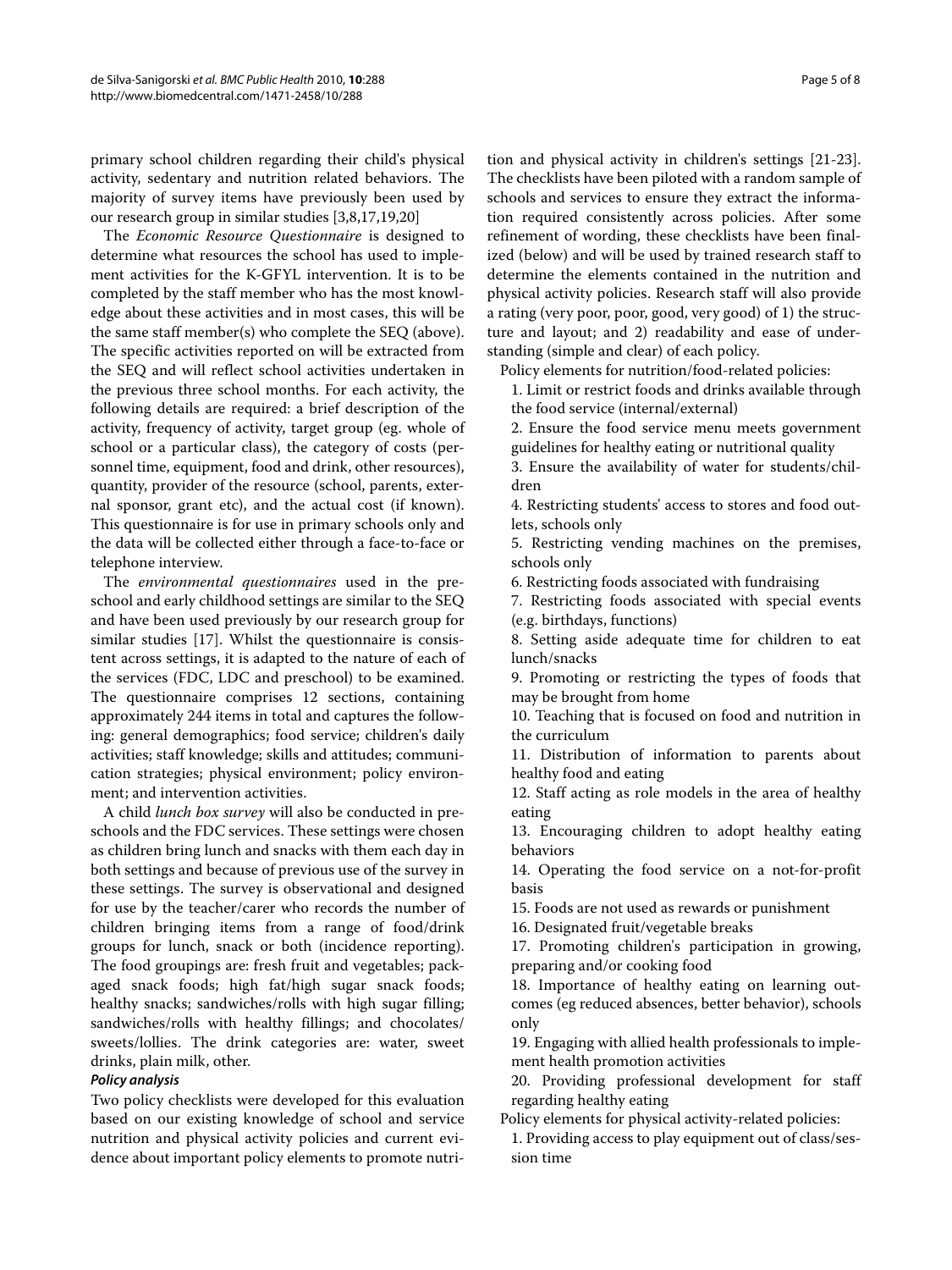primary school children regarding their child's physical activity, sedentary and nutrition related behaviors. The majority of survey items have previously been used by our research group in similar studies [3,8,17,19,20]

The *Economic Resource Questionnaire* is designed to determine what resources the school has used to implement activities for the K-GFYL intervention. It is to be completed by the staff member who has the most knowledge about these activities and in most cases, this will be the same staff member(s) who complete the SEQ (above). The specific activities reported on will be extracted from the SEQ and will reflect school activities undertaken in the previous three school months. For each activity, the following details are required: a brief description of the activity, frequency of activity, target group (eg. whole of school or a particular class), the category of costs (personnel time, equipment, food and drink, other resources), quantity, provider of the resource (school, parents, external sponsor, grant etc), and the actual cost (if known). This questionnaire is for use in primary schools only and the data will be collected either through a face-to-face or telephone interview.

The *environmental questionnaires* used in the preschool and early childhood settings are similar to the SEQ and have been used previously by our research group for similar studies [17]. Whilst the questionnaire is consistent across settings, it is adapted to the nature of each of the services (FDC, LDC and preschool) to be examined. The questionnaire comprises 12 sections, containing approximately 244 items in total and captures the following: general demographics; food service; children's daily activities; staff knowledge; skills and attitudes; communication strategies; physical environment; policy environment; and intervention activities.

A child *lunch box survey* will also be conducted in preschools and the FDC services. These settings were chosen as children bring lunch and snacks with them each day in both settings and because of previous use of the survey in these settings. The survey is observational and designed for use by the teacher/carer who records the number of children bringing items from a range of food/drink groups for lunch, snack or both (incidence reporting). The food groupings are: fresh fruit and vegetables; packaged snack foods; high fat/high sugar snack foods; healthy snacks; sandwiches/rolls with high sugar filling; sandwiches/rolls with healthy fillings; and chocolates/sweets/lollies. The drink categories are: water, sweet drinks, plain milk, other.

#### Policy analysis

Two policy checklists were developed for this evaluation based on our existing knowledge of school and service nutrition and physical activity policies and current evidence about important policy elements to promote nutrition and physical activity in children's settings [21-23]. The checklists have been piloted with a random sample of schools and services to ensure they extract the information required consistently across policies. After some refinement of wording, these checklists have been finalized (below) and will be used by trained research staff to determine the elements contained in the nutrition and physical activity policies. Research staff will also provide a rating (very poor, poor, good, very good) of 1) the structure and layout; and 2) readability and ease of understanding (simple and clear) of each policy.

Policy elements for nutrition/food-related policies:

1. Limit or restrict foods and drinks available through the food service (internal/external)
2. Ensure the food service menu meets government guidelines for healthy eating or nutritional quality
3. Ensure the availability of water for students/children
4. Restricting students' access to stores and food outlets, schools only
5. Restricting vending machines on the premises, schools only
6. Restricting foods associated with fundraising
7. Restricting foods associated with special events (e.g. birthdays, functions)
8. Setting aside adequate time for children to eat lunch/snacks
9. Promoting or restricting the types of foods that may be brought from home
10. Teaching that is focused on food and nutrition in the curriculum
11. Distribution of information to parents about healthy food and eating
12. Staff acting as role models in the area of healthy eating
13. Encouraging children to adopt healthy eating behaviors
14. Operating the food service on a not-for-profit basis
15. Foods are not used as rewards or punishment
16. Designated fruit/vegetable breaks
17. Promoting children's participation in growing, preparing and/or cooking food
18. Importance of healthy eating on learning outcomes (eg reduced absences, better behavior), schools only
19. Engaging with allied health professionals to implement health promotion activities
20. Providing professional development for staff regarding healthy eating

Policy elements for physical activity-related policies:

1. Providing access to play equipment out of class/session time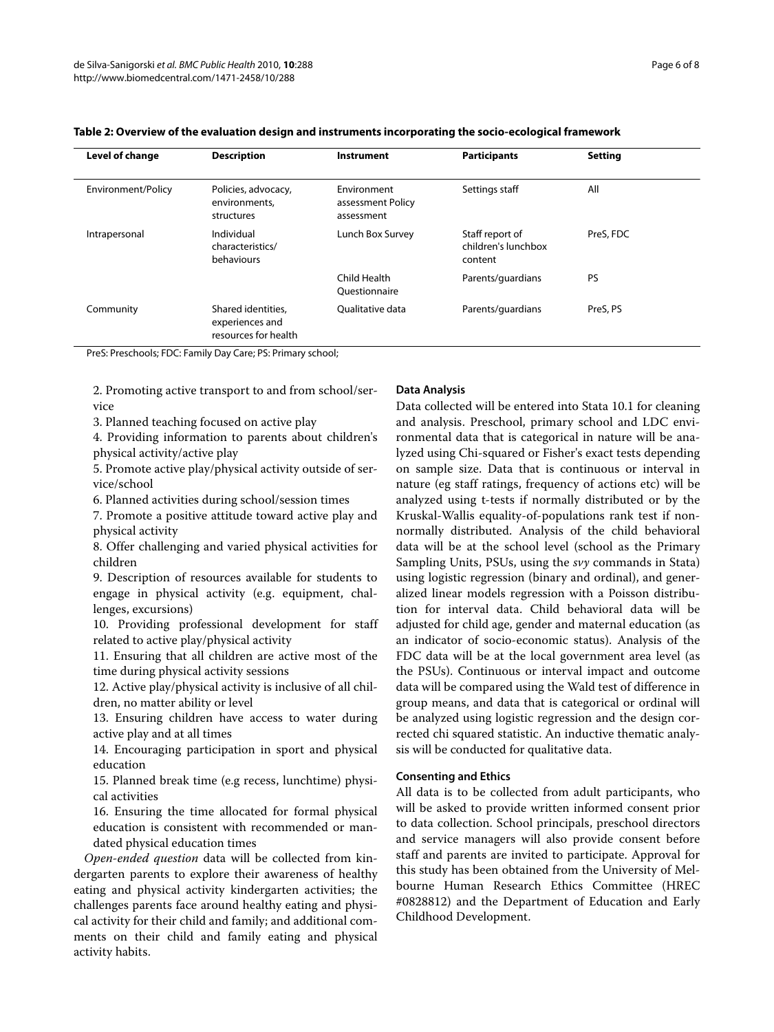**Table 2: Overview of the evaluation design and instruments incorporating the socio-ecological framework**

| Level of change | Description | Instrument | Participants | Setting |
| --- | --- | --- | --- | --- |
| Environment/Policy | Policies, advocacy, environments, structures | Environment assessment Policy assessment | Settings staff | All |
| Intrapersonal | Individual characteristics/ behaviours | Lunch Box Survey | Staff report of children's lunchbox content | PreS, FDC |
| | | Child Health Questionnaire | Parents/guardians | PS |
| Community | Shared identities, experiences and resources for health | Qualitative data | Parents/guardians | PreS, PS |

PreS: Preschools; FDC: Family Day Care; PS: Primary school;

2. Promoting active transport to and from school/service
3. Planned teaching focused on active play
4. Providing information to parents about children's physical activity/active play
5. Promote active play/physical activity outside of service/school
6. Planned activities during school/session times
7. Promote a positive attitude toward active play and physical activity
8. Offer challenging and varied physical activities for children
9. Description of resources available for students to engage in physical activity (e.g. equipment, challenges, excursions)
10. Providing professional development for staff related to active play/physical activity
11. Ensuring that all children are active most of the time during physical activity sessions
12. Active play/physical activity is inclusive of all children, no matter ability or level
13. Ensuring children have access to water during active play and at all times
14. Encouraging participation in sport and physical education
15. Planned break time (e.g recess, lunchtime) physical activities
16. Ensuring the time allocated for formal physical education is consistent with recommended or mandated physical education times

*Open-ended question* data will be collected from kindergarten parents to explore their awareness of healthy eating and physical activity kindergarten activities; the challenges parents face around healthy eating and physical activity for their child and family; and additional comments on their child and family eating and physical activity habits.

### Data Analysis

Data collected will be entered into Stata 10.1 for cleaning and analysis. Preschool, primary school and LDC environmental data that is categorical in nature will be analyzed using Chi-squared or Fisher's exact tests depending on sample size. Data that is continuous or interval in nature (eg staff ratings, frequency of actions etc) will be analyzed using t-tests if normally distributed or by the Kruskal-Wallis equality-of-populations rank test if non-normally distributed. Analysis of the child behavioral data will be at the school level (school as the Primary Sampling Units, PSUs, using the *svy* commands in Stata) using logistic regression (binary and ordinal), and generalized linear models regression with a Poisson distribution for interval data. Child behavioral data will be adjusted for child age, gender and maternal education (as an indicator of socio-economic status). Analysis of the FDC data will be at the local government area level (as the PSUs). Continuous or interval impact and outcome data will be compared using the Wald test of difference in group means, and data that is categorical or ordinal will be analyzed using logistic regression and the design corrected chi squared statistic. An inductive thematic analysis will be conducted for qualitative data.

### Consenting and Ethics

All data is to be collected from adult participants, who will be asked to provide written informed consent prior to data collection. School principals, preschool directors and service managers will also provide consent before staff and parents are invited to participate. Approval for this study has been obtained from the University of Melbourne Human Research Ethics Committee (HREC #0828812) and the Department of Education and Early Childhood Development.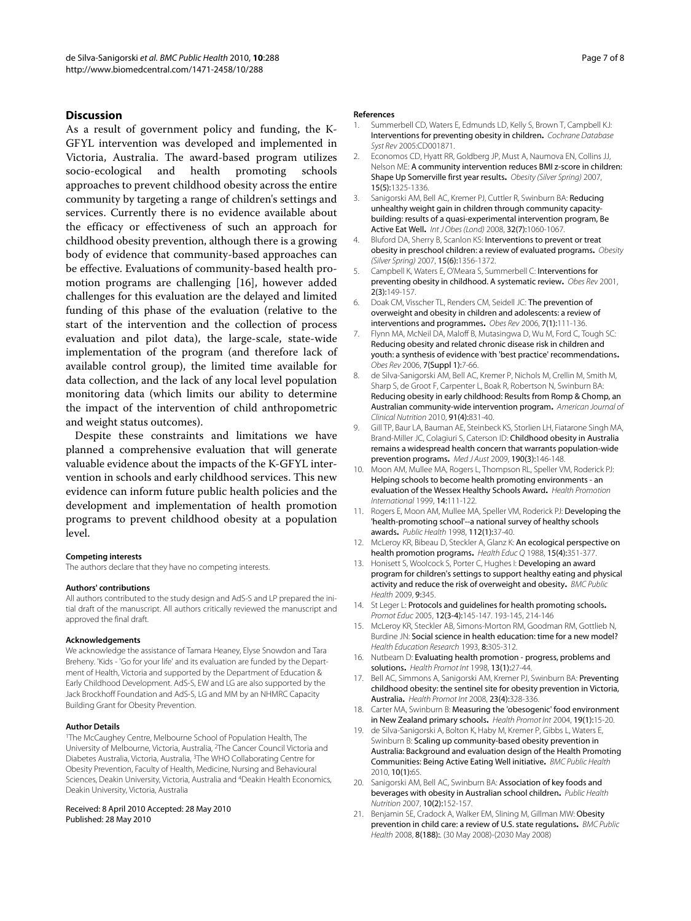## Discussion

As a result of government policy and funding, the K-GFYL intervention was developed and implemented in Victoria, Australia. The award-based program utilizes socio-ecological and health promoting schools approaches to prevent childhood obesity across the entire community by targeting a range of children's settings and services. Currently there is no evidence available about the efficacy or effectiveness of such an approach for childhood obesity prevention, although there is a growing body of evidence that community-based approaches can be effective. Evaluations of community-based health promotion programs are challenging [16], however added challenges for this evaluation are the delayed and limited funding of this phase of the evaluation (relative to the start of the intervention and the collection of process evaluation and pilot data), the large-scale, state-wide implementation of the program (and therefore lack of available control group), the limited time available for data collection, and the lack of any local level population monitoring data (which limits our ability to determine the impact of the intervention of child anthropometric and weight status outcomes).

Despite these constraints and limitations we have planned a comprehensive evaluation that will generate valuable evidence about the impacts of the K-GFYL intervention in schools and early childhood services. This new evidence can inform future public health policies and the development and implementation of health promotion programs to prevent childhood obesity at a population level.

#### Competing interests

The authors declare that they have no competing interests.

#### Authors' contributions

All authors contributed to the study design and AdS-S and LP prepared the initial draft of the manuscript. All authors critically reviewed the manuscript and approved the final draft.

#### Acknowledgements

We acknowledge the assistance of Tamara Heaney, Elyse Snowdon and Tara Breheny. 'Kids - 'Go for your life' and its evaluation are funded by the Department of Health, Victoria and supported by the Department of Education & Early Childhood Development. AdS-S, EW and LG are also supported by the Jack Brockhoff Foundation and AdS-S, LG and MM by an NHMRC Capacity Building Grant for Obesity Prevention.

#### Author Details

[1]The McCaughey Centre, Melbourne School of Population Health, The University of Melbourne, Victoria, Australia, [2]The Cancer Council Victoria and Diabetes Australia, Victoria, Australia, [3]The WHO Collaborating Centre for Obesity Prevention, Faculty of Health, Medicine, Nursing and Behavioural Sciences, Deakin University, Victoria, Australia and [4]Deakin Health Economics, Deakin University, Victoria, Australia

Received: 8 April 2010 Accepted: 28 May 2010
Published: 28 May 2010

#### References

1. Summerbell CD, Waters E, Edmunds LD, Kelly S, Brown T, Campbell KJ: **Interventions for preventing obesity in children.** *Cochrane Database Syst Rev* 2005:CD001871.
2. Economos CD, Hyatt RR, Goldberg JP, Must A, Naumova EN, Collins JJ, Nelson ME: **A community intervention reduces BMI z-score in children: Shape Up Somerville first year results.** *Obesity (Silver Spring)* 2007, **15(5)**:1325-1336.
3. Sanigorski AM, Bell AC, Kremer PJ, Cuttler R, Swinburn BA: **Reducing unhealthy weight gain in children through community capacity-building: results of a quasi-experimental intervention program, Be Active Eat Well.** *Int J Obes (Lond)* 2008, **32(7)**:1060-1067.
4. Bluford DA, Sherry B, Scanlon KS: **Interventions to prevent or treat obesity in preschool children: a review of evaluated programs.** *Obesity (Silver Spring)* 2007, **15(6)**:1356-1372.
5. Campbell K, Waters E, O'Meara S, Summerbell C: **Interventions for preventing obesity in childhood. A systematic review.** *Obes Rev* 2001, **2(3)**:149-157.
6. Doak CM, Visscher TL, Renders CM, Seidell JC: **The prevention of overweight and obesity in children and adolescents: a review of interventions and programmes.** *Obes Rev* 2006, **7(1)**:111-136.
7. Flynn MA, McNeil DA, Maloff B, Mutasingwa D, Wu M, Ford C, Tough SC: **Reducing obesity and related chronic disease risk in children and youth: a synthesis of evidence with 'best practice' recommendations.** *Obes Rev* 2006, **7(Suppl 1)**:7-66.
8. de Silva-Sanigorski AM, Bell AC, Kremer P, Nichols M, Crellin M, Smith M, Sharp S, de Groot F, Carpenter L, Boak R, Robertson N, Swinburn BA: **Reducing obesity in early childhood: Results from Romp & Chomp, an Australian community-wide intervention program.** *American Journal of Clinical Nutrition* 2010, **91(4)**:831-40.
9. Gill TP, Baur LA, Bauman AE, Steinbeck KS, Storlien LH, Fiatarone Singh MA, Brand-Miller JC, Colagiuri S, Caterson ID: **Childhood obesity in Australia remains a widespread health concern that warrants population-wide prevention programs.** *Med J Aust* 2009, **190(3)**:146-148.
10. Moon AM, Mullee MA, Rogers L, Thompson RL, Speller VM, Roderick PJ: **Helping schools to become health promoting environments - an evaluation of the Wessex Healthy Schools Award.** *Health Promotion International* 1999, **14**:111-122.
11. Rogers E, Moon AM, Mullee MA, Speller VM, Roderick PJ: **Developing the 'health-promoting school'--a national survey of healthy schools awards.** *Public Health* 1998, **112(1)**:37-40.
12. McLeroy KR, Bibeau D, Steckler A, Glanz K: **An ecological perspective on health promotion programs.** *Health Educ Q* 1988, **15(4)**:351-377.
13. Honisett S, Woolcock S, Porter C, Hughes I: **Developing an award program for children's settings to support healthy eating and physical activity and reduce the risk of overweight and obesity.** *BMC Public Health* 2009, **9**:345.
14. St Leger L: **Protocols and guidelines for health promoting schools.** *Promot Educ* 2005, **12(3-4)**:145-147. 193-145, 214-146
15. McLeroy KR, Steckler AB, Simons-Morton RM, Goodman RM, Gottlieb N, Burdine JN: **Social science in health education: time for a new model?** *Health Education Research* 1993, **8**:305-312.
16. Nutbeam D: **Evaluating health promotion - progress, problems and solutions.** *Health Promot Int* 1998, **13(1)**:27-44.
17. Bell AC, Simmons A, Sanigorski AM, Kremer PJ, Swinburn BA: **Preventing childhood obesity: the sentinel site for obesity prevention in Victoria, Australia.** *Health Promot Int* 2008, **23(4)**:328-336.
18. Carter MA, Swinburn B: **Measuring the 'obesogenic' food environment in New Zealand primary schools.** *Health Promot Int* 2004, **19(1)**:15-20.
19. de Silva-Sanigorski A, Bolton K, Haby M, Kremer P, Gibbs L, Waters E, Swinburn B: **Scaling up community-based obesity prevention in Australia: Background and evaluation design of the Health Promoting Communities: Being Active Eating Well initiative.** *BMC Public Health* 2010, **10(1)**:65.
20. Sanigorski AM, Bell AC, Swinburn BA: **Association of key foods and beverages with obesity in Australian school children.** *Public Health Nutrition* 2007, **10(2)**:152-157.
21. Benjamin SE, Cradock A, Walker EM, Slining M, Gillman MW: **Obesity prevention in child care: a review of U.S. state regulations.** *BMC Public Health* 2008, **8(188)**:. (30 May 2008)-(2030 May 2008)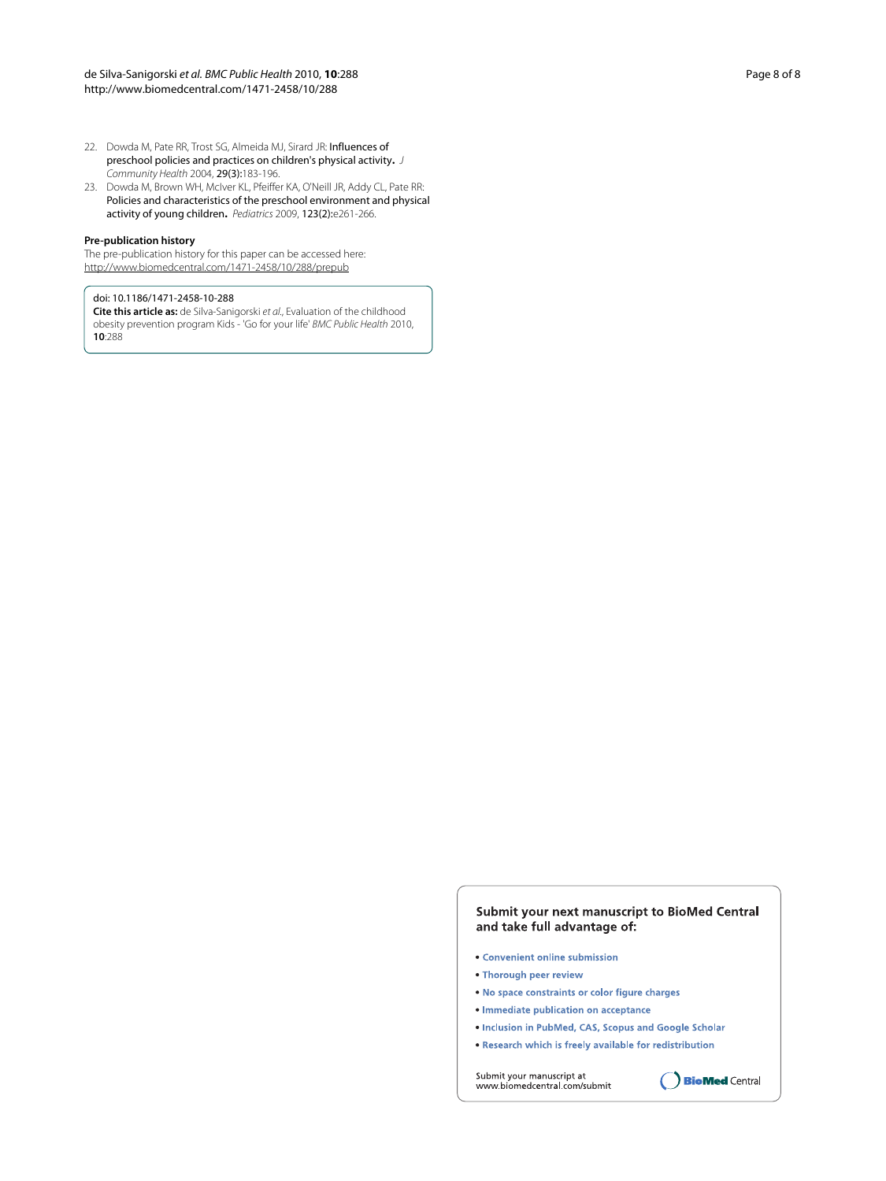22. Dowda M, Pate RR, Trost SG, Almeida MJ, Sirard JR: **Influences of preschool policies and practices on children's physical activity.** *J Community Health* 2004, **29(3)**:183-196.
23. Dowda M, Brown WH, McIver KL, Pfeiffer KA, O'Neill JR, Addy CL, Pate RR: **Policies and characteristics of the preschool environment and physical activity of young children.** *Pediatrics* 2009, **123(2)**:e261-266.

**Pre-publication history**

The pre-publication history for this paper can be accessed here:
http://www.biomedcentral.com/1471-2458/10/288/prepub

doi: 10.1186/1471-2458-10-288
**Cite this article as:** de Silva-Sanigorski *et al.*, Evaluation of the childhood obesity prevention program Kids - 'Go for your life' *BMC Public Health* 2010, **10**:288

**Submit your next manuscript to BioMed Central and take full advantage of:**

- **Convenient online submission**
- **Thorough peer review**
- **No space constraints or color figure charges**
- **Immediate publication on acceptance**
- **Inclusion in PubMed, CAS, Scopus and Google Scholar**
- **Research which is freely available for redistribution**

Submit your manuscript at
www.biomedcentral.com/submit

BioMed Central